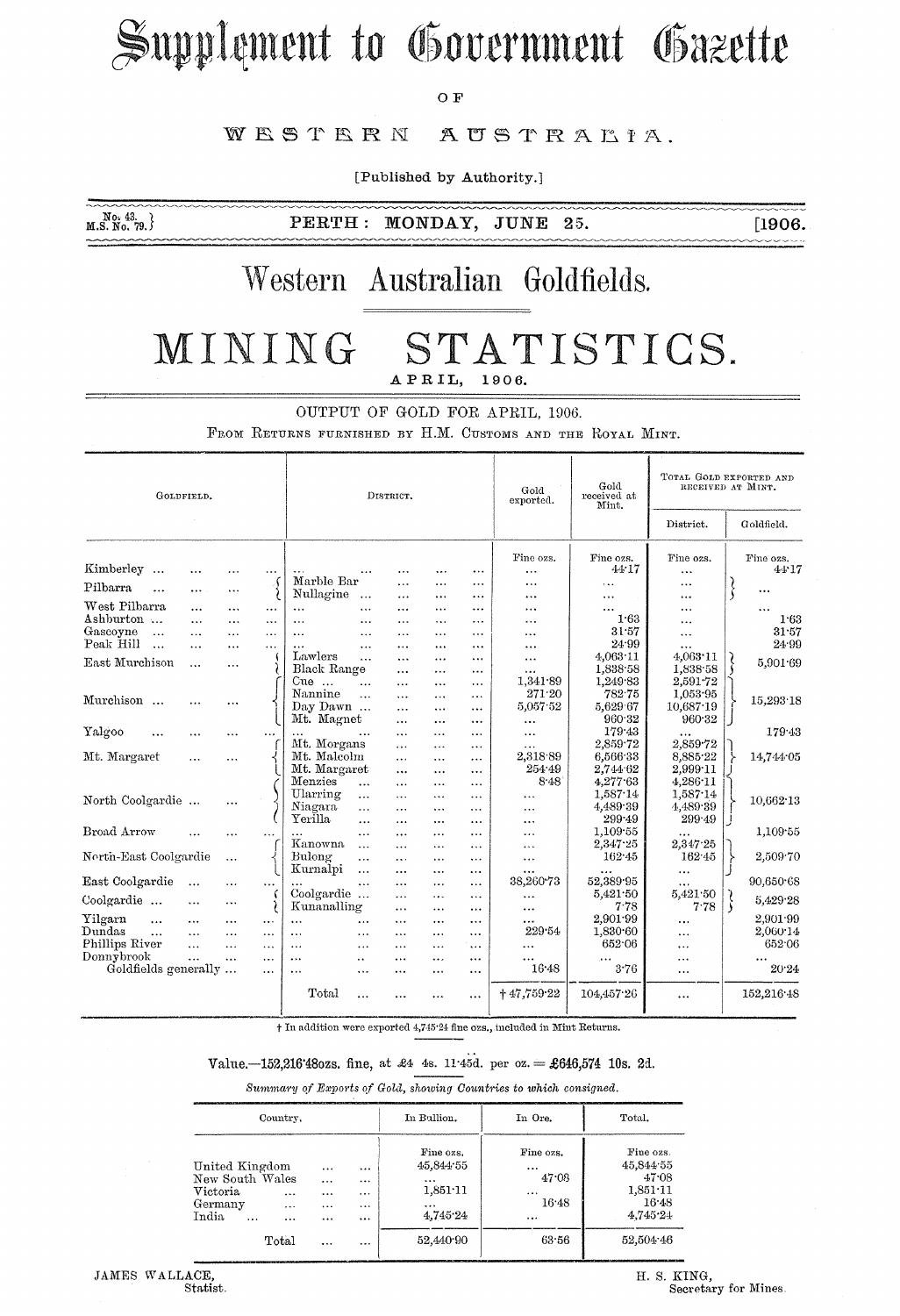# Supplement to Government Gazette

OF

WESTERN AUSTRALIA.

[Published by Authority.]

No. 43. M.S. No. 79. PERTH: MONDAY, JUNE 25. [1906.

# Western Australian Goldfields.

# MINING STATISTICS.

APRIL, 1906.

## OUTPUT OF GOLD FOR APRIL, 1906.

From Returns furnished by H.M. Customs and the Royal Mint.

| Goldfield. | District. | Gold exported. | Gold received at Mint. | Total Gold exported and received at Mint. | |
|---|---|---|---|---|---|
| | | | | District. | Goldfield. |
| | | Fine ozs. | Fine ozs. | Fine ozs. | Fine ozs. |
| Kimberley ... | ... | ... | 44·17 | ... | 44·17 |
| Pilbarra ... | Marble Bar ... | ... | ... | ... | ... |
| | Nullagine ... | ... | ... | ... | |
| West Pilbarra ... | ... | ... | ... | ... | ... |
| Ashburton ... | ... | ... | 1·63 | ... | 1·63 |
| Gascoyne ... | ... | ... | 31·57 | ... | 31·57 |
| Peak Hill ... | ... | ... | 24·99 | ... | 24·99 |
| East Murchison ... | Lawlers ... | ... | 4,063·11 | 4,063·11 | 5,901·69 |
| | Black Range ... | ... | 1,838·58 | 1,838·58 | |
| Murchison ... | Cue ... | 1,341·89 | 1,249·83 | 2,591·72 | 15,293·18 |
| | Nannine ... | 271·20 | 782·75 | 1,053·95 | |
| | Day Dawn ... | 5,057·52 | 5,629·67 | 10,687·19 | |
| | Mt. Magnet ... | ... | 960·32 | 960·32 | |
| Yalgoo ... | ... | ... | 179·43 | ... | 179·43 |
| Mt. Margaret ... | Mt. Morgans ... | ... | 2,859·72 | 2,859·72 | 14,744·05 |
| | Mt. Malcolm ... | 2,318·89 | 6,566·33 | 8,885·22 | |
| | Mt. Margaret ... | 254·49 | 2,744·62 | 2,999·11 | |
| North Coolgardie ... | Menzies ... | 8·48 | 4,277·63 | 4,286·11 | 10,662·13 |
| | Ularring ... | ... | 1,587·14 | 1,587·14 | |
| | Niagara ... | ... | 4,489·39 | 4,489·39 | |
| | Yerilla ... | ... | 299·49 | 299·49 | |
| Broad Arrow ... | ... | ... | 1,109·55 | ... | 1,109·55 |
| North-East Coolgardie ... | Kanowna ... | ... | 2,347·25 | 2,347·25 | 2,509·70 |
| | Bulong ... | ... | 162·45 | 162·45 | |
| | Kurnalpi ... | ... | ... | ... | |
| East Coolgardie ... | ... | 38,260·73 | 52,389·95 | ... | 90,650·68 |
| Coolgardie ... | Coolgardie ... | ... | 5,421·50 | 5,421·50 | 5,429·28 |
| | Kunanalling ... | ... | 7·78 | 7·78 | |
| Yilgarn ... | ... | ... | 2,901·99 | ... | 2,901·99 |
| Dundas ... | ... | 229·54 | 1,830·60 | ... | 2,060·14 |
| Phillips River ... | ... | ... | 652·06 | ... | 652·06 |
| Donnybrook ... | ... | ... | ... | ... | ... |
| Goldfields generally ... | ... | 16·48 | 3·76 | ... | 20·24 |
| | Total ... | † 47,759·22 | 104,457·26 | ... | 152,216·48 |

† In addition were exported 4,745·24 fine ozs., included in Mint Returns.

Value.—152,216·48ozs. fine, at £4 4s. 11·45d. per oz. = £646,574 10s. 2d.

*Summary of Exports of Gold, showing Countries to which consigned.*

| Country. | In Bullion. | In Ore. | Total. |
|---|---|---|---|
| | Fine ozs. | Fine ozs. | Fine ozs. |
| United Kingdom ... | 45,844·55 | ... | 45,844·55 |
| New South Wales ... | ... | 47·08 | 47·08 |
| Victoria ... | 1,851·11 | ... | 1,851·11 |
| Germany ... | ... | 16·48 | 16·48 |
| India ... | 4,745·24 | ... | 4,745·24 |
| Total ... | 52,440·90 | 63·56 | 52,504·46 |

JAMES WALLACE,
Statist.

H. S. KING,
Secretary for Mines.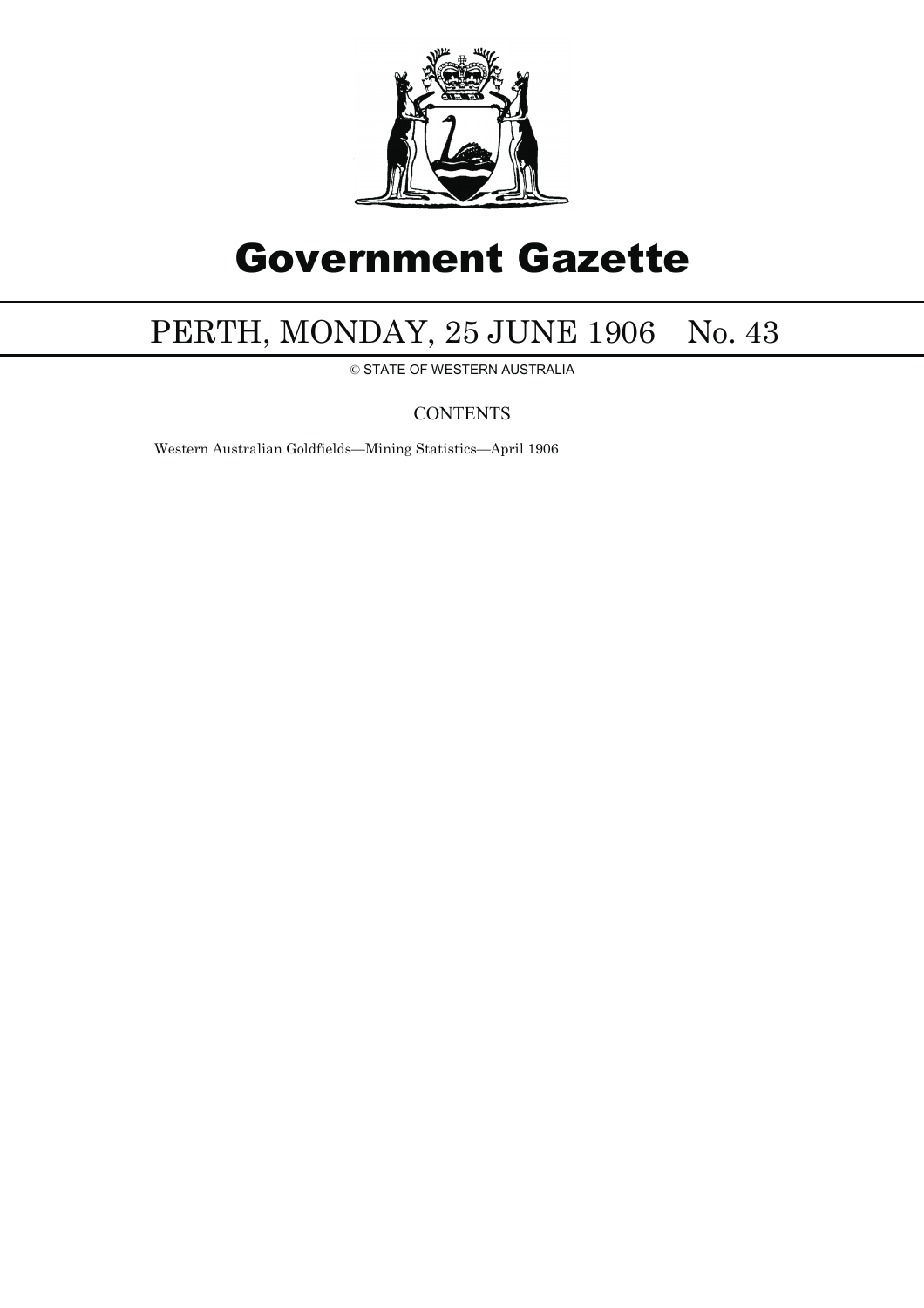# Government Gazette

## PERTH, MONDAY, 25 JUNE 1906 No. 43

© STATE OF WESTERN AUSTRALIA

CONTENTS

Western Australian Goldfields—Mining Statistics—April 1906